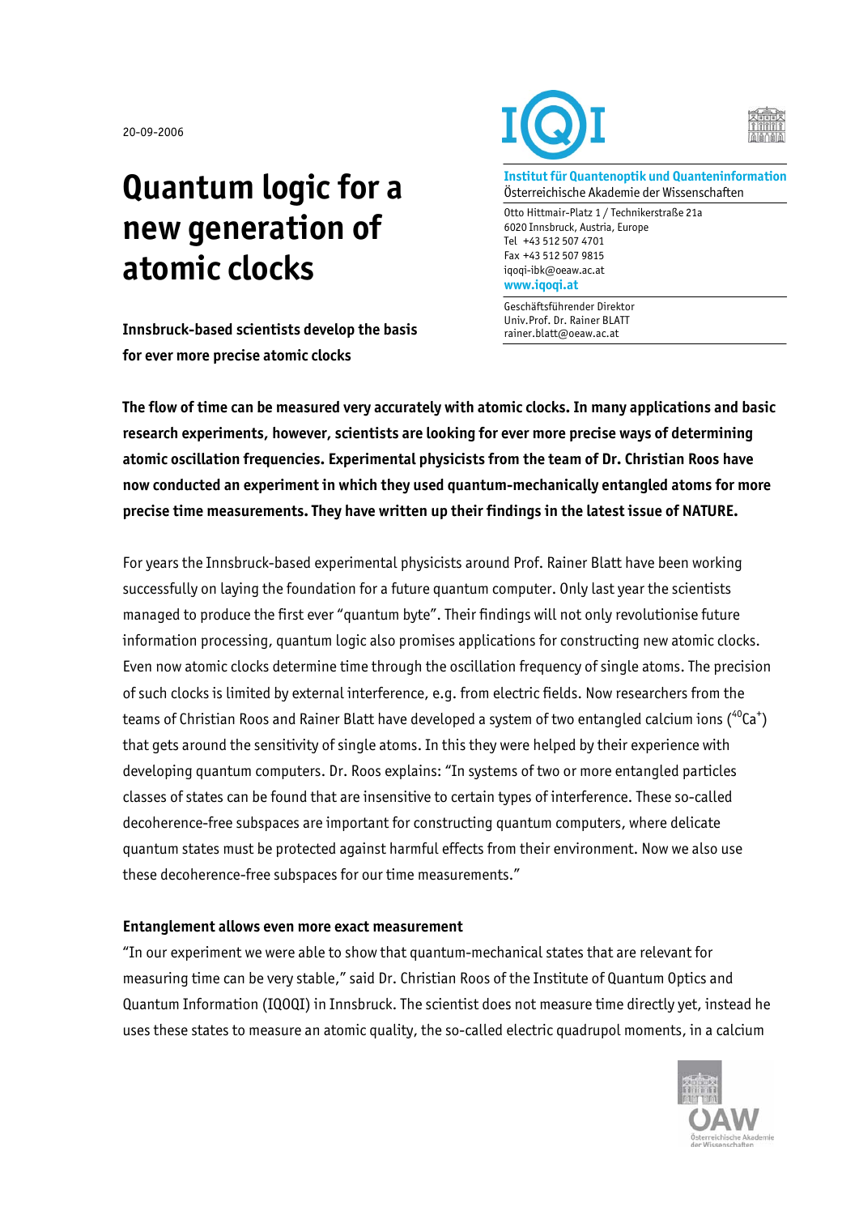20-09-2006

# Quantum logic for a new generation of atomic clocks

**Innsbruck-based scientists develop the basis for ever more precise atomic clocks**

**Institut für Quantenoptik und Quanteninformation**
Österreichische Akademie der Wissenschaften

Otto Hittmair-Platz 1 / Technikerstraße 21a
6020 Innsbruck, Austria, Europe
Tel +43 512 507 4701
Fax +43 512 507 9815
iqoqi-ibk@oeaw.ac.at
**www.iqoqi.at**

Geschäftsführender Direktor
Univ.Prof. Dr. Rainer BLATT
rainer.blatt@oeaw.ac.at

**The flow of time can be measured very accurately with atomic clocks. In many applications and basic research experiments, however, scientists are looking for ever more precise ways of determining atomic oscillation frequencies. Experimental physicists from the team of Dr. Christian Roos have now conducted an experiment in which they used quantum-mechanically entangled atoms for more precise time measurements. They have written up their findings in the latest issue of NATURE.**

For years the Innsbruck-based experimental physicists around Prof. Rainer Blatt have been working successfully on laying the foundation for a future quantum computer. Only last year the scientists managed to produce the first ever "quantum byte". Their findings will not only revolutionise future information processing, quantum logic also promises applications for constructing new atomic clocks. Even now atomic clocks determine time through the oscillation frequency of single atoms. The precision of such clocks is limited by external interference, e.g. from electric fields. Now researchers from the teams of Christian Roos and Rainer Blatt have developed a system of two entangled calcium ions ($^{40}Ca^{+}$) that gets around the sensitivity of single atoms. In this they were helped by their experience with developing quantum computers. Dr. Roos explains: "In systems of two or more entangled particles classes of states can be found that are insensitive to certain types of interference. These so-called decoherence-free subspaces are important for constructing quantum computers, where delicate quantum states must be protected against harmful effects from their environment. Now we also use these decoherence-free subspaces for our time measurements."

### Entanglement allows even more exact measurement

"In our experiment we were able to show that quantum-mechanical states that are relevant for measuring time can be very stable," said Dr. Christian Roos of the Institute of Quantum Optics and Quantum Information (IQOQI) in Innsbruck. The scientist does not measure time directly yet, instead he uses these states to measure an atomic quality, the so-called electric quadrupol moments, in a calcium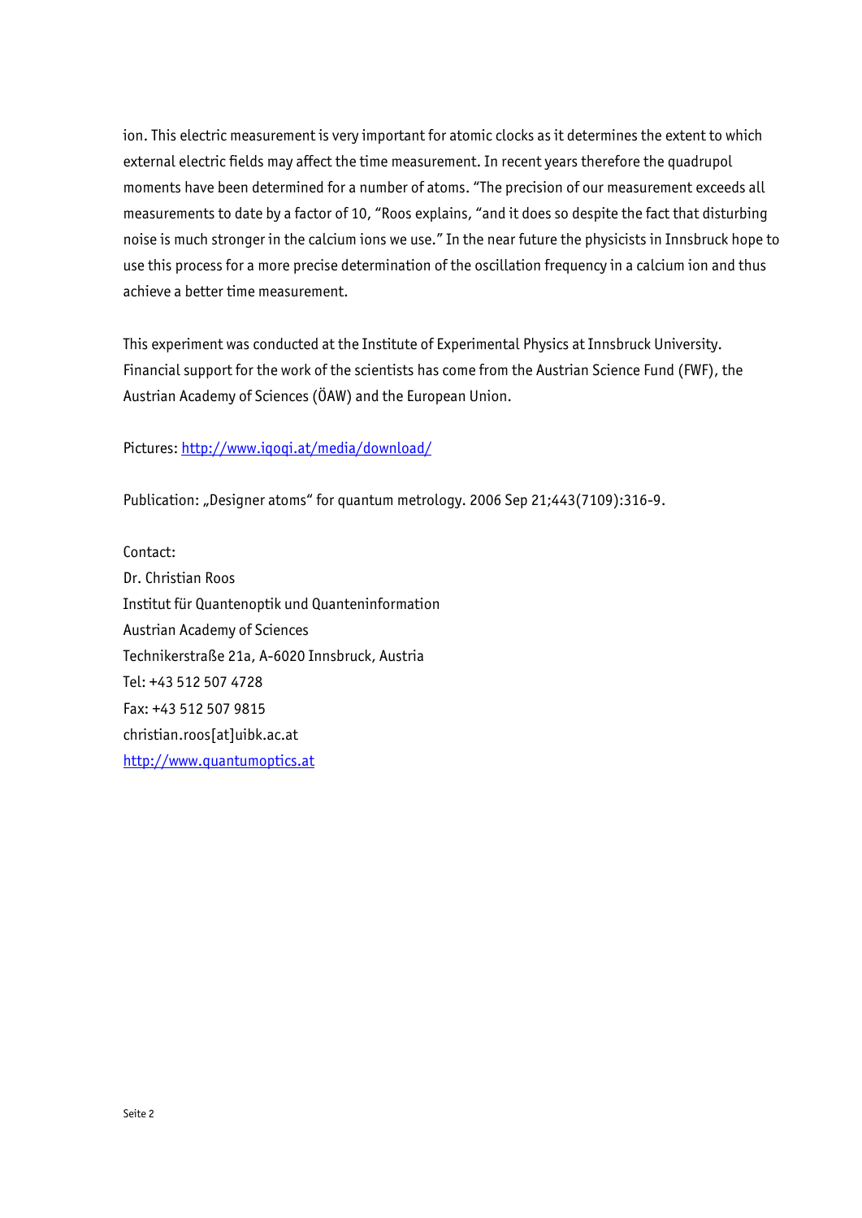ion. This electric measurement is very important for atomic clocks as it determines the extent to which external electric fields may affect the time measurement. In recent years therefore the quadrupol moments have been determined for a number of atoms. "The precision of our measurement exceeds all measurements to date by a factor of 10, "Roos explains, "and it does so despite the fact that disturbing noise is much stronger in the calcium ions we use." In the near future the physicists in Innsbruck hope to use this process for a more precise determination of the oscillation frequency in a calcium ion and thus achieve a better time measurement.

This experiment was conducted at the Institute of Experimental Physics at Innsbruck University. Financial support for the work of the scientists has come from the Austrian Science Fund (FWF), the Austrian Academy of Sciences (ÖAW) and the European Union.

Pictures: http://www.iqoqi.at/media/download/

Publication: „Designer atoms" for quantum metrology. 2006 Sep 21;443(7109):316-9.

Contact:  
Dr. Christian Roos  
Institut für Quantenoptik und Quanteninformation  
Austrian Academy of Sciences  
Technikerstraße 21a, A-6020 Innsbruck, Austria  
Tel: +43 512 507 4728  
Fax: +43 512 507 9815  
christian.roos[at]uibk.ac.at  
http://www.quantumoptics.at